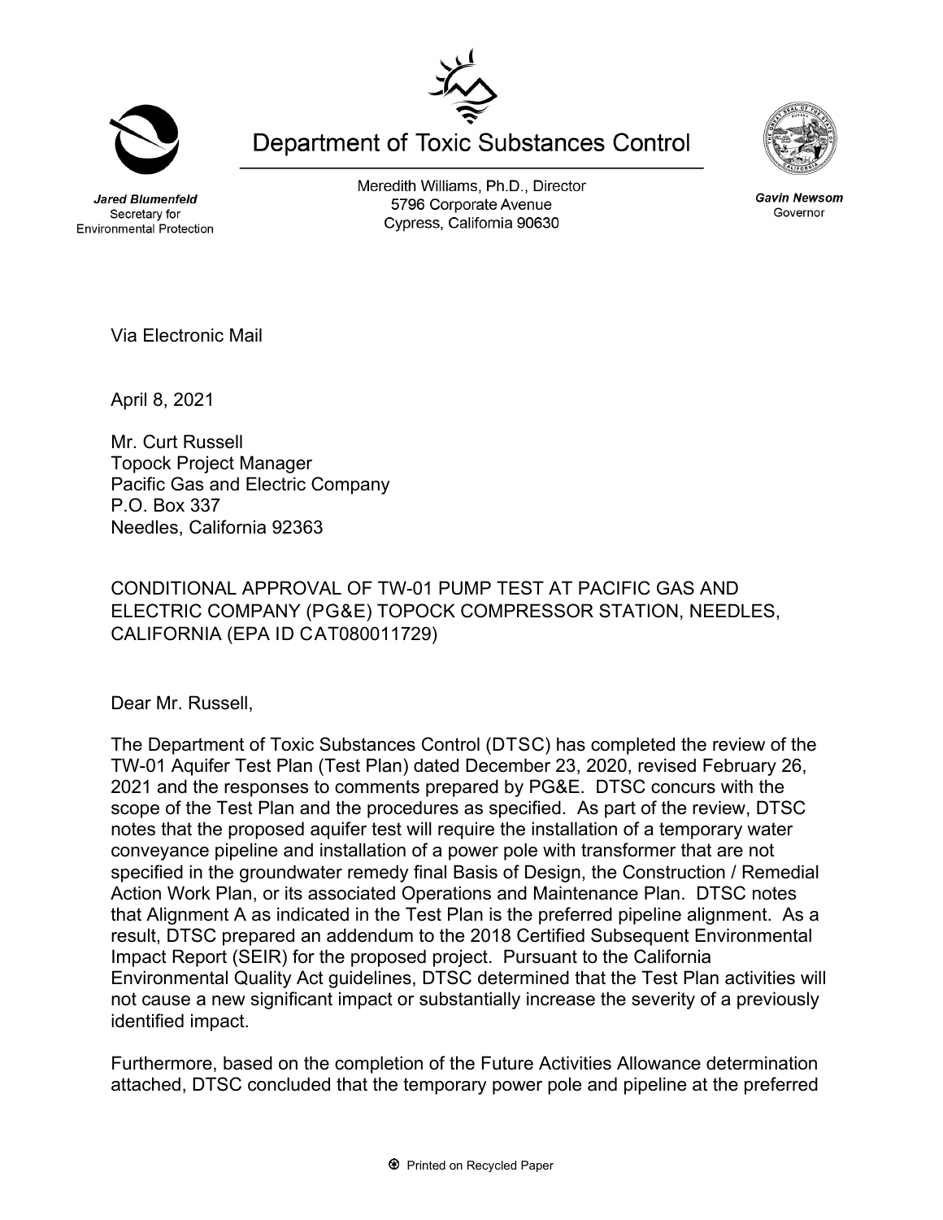Department of Toxic Substances Control

Meredith Williams, Ph.D., Director
5796 Corporate Avenue
Cypress, California 90630

***Jared Blumenfeld***
Secretary for
Environmental Protection

***Gavin Newsom***
Governor

Via Electronic Mail

April 8, 2021

Mr. Curt Russell
Topock Project Manager
Pacific Gas and Electric Company
P.O. Box 337
Needles, California 92363

CONDITIONAL APPROVAL OF TW-01 PUMP TEST AT PACIFIC GAS AND ELECTRIC COMPANY (PG&E) TOPOCK COMPRESSOR STATION, NEEDLES, CALIFORNIA (EPA ID CAT080011729)

Dear Mr. Russell,

The Department of Toxic Substances Control (DTSC) has completed the review of the TW-01 Aquifer Test Plan (Test Plan) dated December 23, 2020, revised February 26, 2021 and the responses to comments prepared by PG&E. DTSC concurs with the scope of the Test Plan and the procedures as specified. As part of the review, DTSC notes that the proposed aquifer test will require the installation of a temporary water conveyance pipeline and installation of a power pole with transformer that are not specified in the groundwater remedy final Basis of Design, the Construction / Remedial Action Work Plan, or its associated Operations and Maintenance Plan. DTSC notes that Alignment A as indicated in the Test Plan is the preferred pipeline alignment. As a result, DTSC prepared an addendum to the 2018 Certified Subsequent Environmental Impact Report (SEIR) for the proposed project. Pursuant to the California Environmental Quality Act guidelines, DTSC determined that the Test Plan activities will not cause a new significant impact or substantially increase the severity of a previously identified impact.

Furthermore, based on the completion of the Future Activities Allowance determination attached, DTSC concluded that the temporary power pole and pipeline at the preferred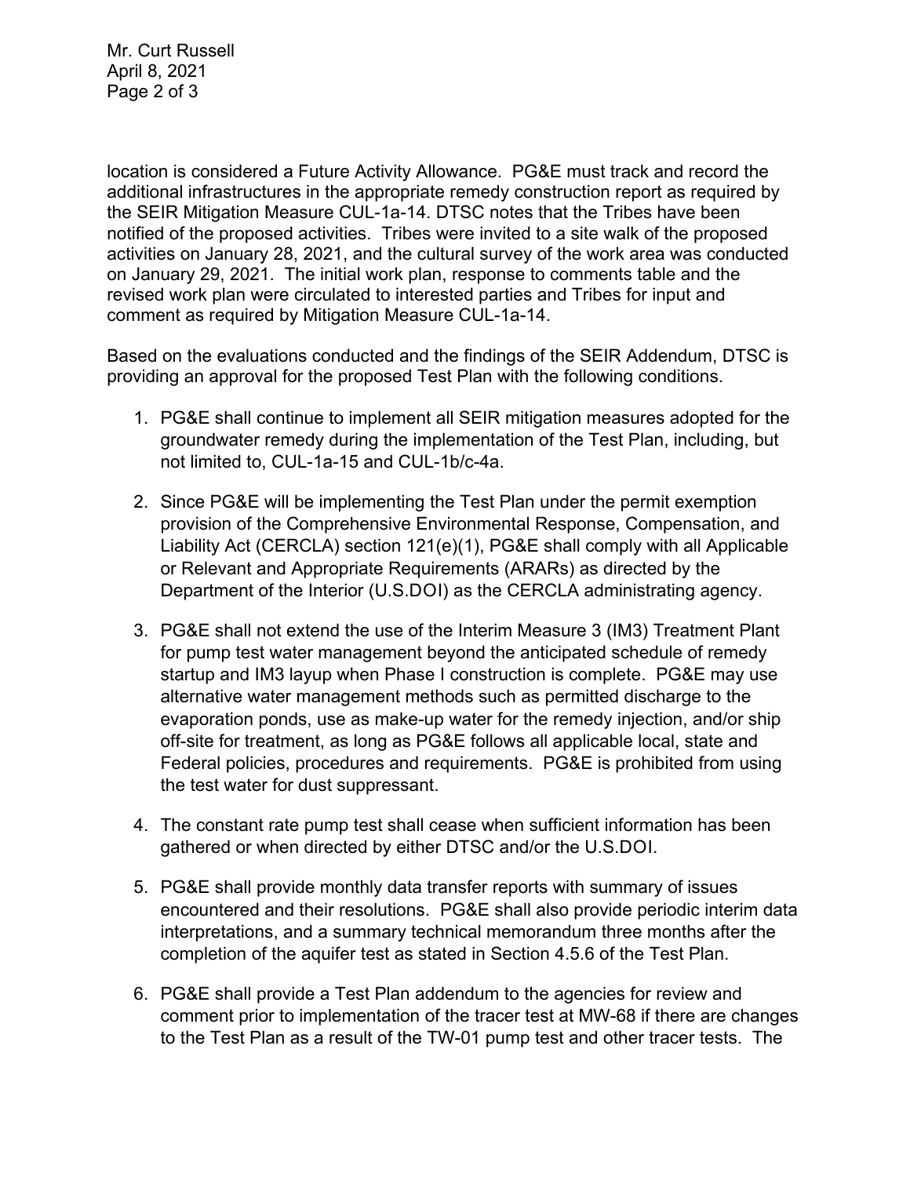location is considered a Future Activity Allowance. PG&E must track and record the additional infrastructures in the appropriate remedy construction report as required by the SEIR Mitigation Measure CUL-1a-14. DTSC notes that the Tribes have been notified of the proposed activities. Tribes were invited to a site walk of the proposed activities on January 28, 2021, and the cultural survey of the work area was conducted on January 29, 2021. The initial work plan, response to comments table and the revised work plan were circulated to interested parties and Tribes for input and comment as required by Mitigation Measure CUL-1a-14.

Based on the evaluations conducted and the findings of the SEIR Addendum, DTSC is providing an approval for the proposed Test Plan with the following conditions.

1. PG&E shall continue to implement all SEIR mitigation measures adopted for the groundwater remedy during the implementation of the Test Plan, including, but not limited to, CUL-1a-15 and CUL-1b/c-4a.

2. Since PG&E will be implementing the Test Plan under the permit exemption provision of the Comprehensive Environmental Response, Compensation, and Liability Act (CERCLA) section 121(e)(1), PG&E shall comply with all Applicable or Relevant and Appropriate Requirements (ARARs) as directed by the Department of the Interior (U.S.DOI) as the CERCLA administrating agency.

3. PG&E shall not extend the use of the Interim Measure 3 (IM3) Treatment Plant for pump test water management beyond the anticipated schedule of remedy startup and IM3 layup when Phase I construction is complete. PG&E may use alternative water management methods such as permitted discharge to the evaporation ponds, use as make-up water for the remedy injection, and/or ship off-site for treatment, as long as PG&E follows all applicable local, state and Federal policies, procedures and requirements. PG&E is prohibited from using the test water for dust suppressant.

4. The constant rate pump test shall cease when sufficient information has been gathered or when directed by either DTSC and/or the U.S.DOI.

5. PG&E shall provide monthly data transfer reports with summary of issues encountered and their resolutions. PG&E shall also provide periodic interim data interpretations, and a summary technical memorandum three months after the completion of the aquifer test as stated in Section 4.5.6 of the Test Plan.

6. PG&E shall provide a Test Plan addendum to the agencies for review and comment prior to implementation of the tracer test at MW-68 if there are changes to the Test Plan as a result of the TW-01 pump test and other tracer tests. The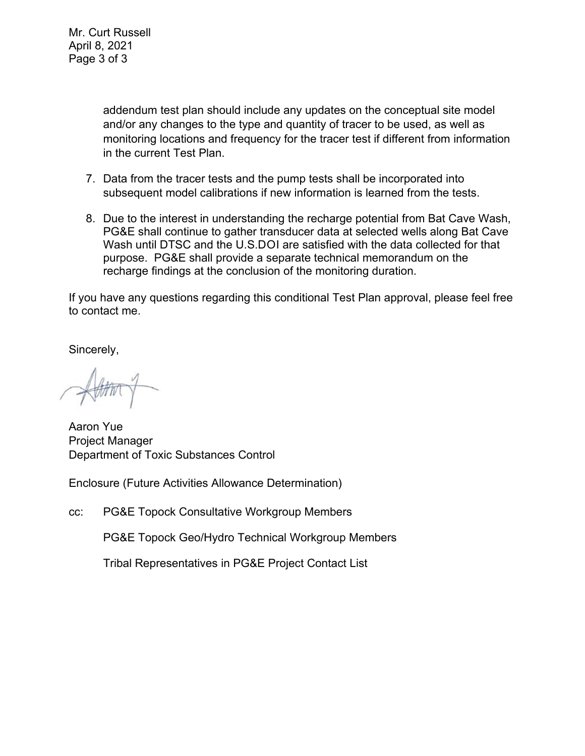addendum test plan should include any updates on the conceptual site model and/or any changes to the type and quantity of tracer to be used, as well as monitoring locations and frequency for the tracer test if different from information in the current Test Plan.

7. Data from the tracer tests and the pump tests shall be incorporated into subsequent model calibrations if new information is learned from the tests.

8. Due to the interest in understanding the recharge potential from Bat Cave Wash, PG&E shall continue to gather transducer data at selected wells along Bat Cave Wash until DTSC and the U.S.DOI are satisfied with the data collected for that purpose. PG&E shall provide a separate technical memorandum on the recharge findings at the conclusion of the monitoring duration.

If you have any questions regarding this conditional Test Plan approval, please feel free to contact me.

Sincerely,

Aaron Yue
Project Manager
Department of Toxic Substances Control

Enclosure (Future Activities Allowance Determination)

cc: PG&E Topock Consultative Workgroup Members

PG&E Topock Geo/Hydro Technical Workgroup Members

Tribal Representatives in PG&E Project Contact List